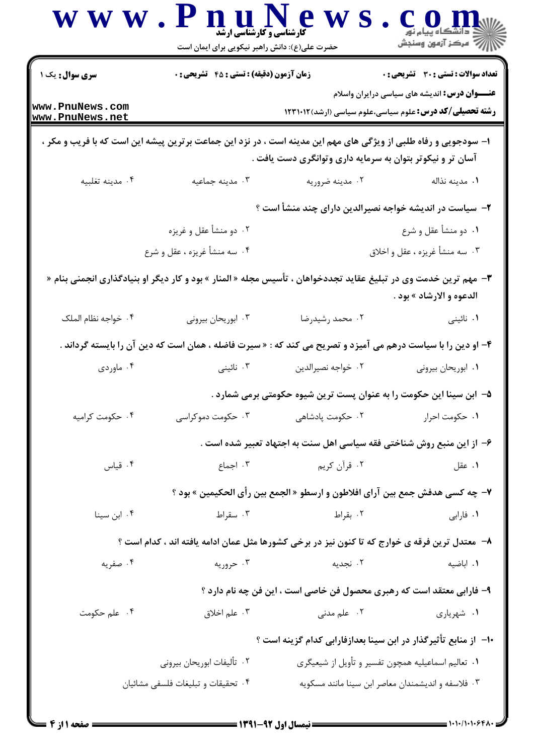**سری سوال:** یک ۱

**زمان آزمون (دقیقه) : تستی : ۴۵ تشریحی : ۰**

**تعداد سوالات : تستی : ۳۰ تشریحی : ۰**

**عنـــوان درس:** اندیشه های سیاسی درایران واسلام

**رشته تحصیلی/کد درس:** علوم سیاسی،علوم سیاسی (ارشد)۱۲۳۱۰۱۲

۱- سودجویی و رفاه طلبی از ویژگی های مهم این مدینه است ، در نزد این جماعت برترین پیشه این است که با فریب و مکر ، آسان تر و نیکوتر بتوان به سرمایه داری وتوانگری دست یافت .

۱. مدینه نذاله
۲. مدینه ضروریه
۳. مدینه جماعیه
۴. مدینه تغلبیه

۲- سیاست در اندیشه خواجه نصیرالدین دارای چند منشأ است ؟

۱. دو منشأ عقل و شرع
۲. دو منشأ عقل و غریزه
۳. سه منشأ غریزه ، عقل و اخلاق
۴. سه منشأ غریزه ، عقل و شرع

۳- مهم ترین خدمت وی در تبلیغ عقاید تجددخواهان ، تأسیس مجله « المنار » بود و کار دیگر او بنیادگذاری انجمنی بنام « الدعوه و الارشاد » بود .

۱. نائینی
۲. محمد رشیدرضا
۳. ابوریحان بیرونی
۴. خواجه نظام الملک

۴- او دین را با سیاست درهم می آمیزد و تصریح می کند که : « سیرت فاضله ، همان است که دین آن را بایسته گرداند .

۱. ابوریحان بیرونی
۲. خواجه نصیرالدین
۳. نائینی
۴. ماوردی

۵- ابن سینا این حکومت را به عنوان پست ترین شیوه حکومتی برمی شمارد .

۱. حکومت احرار
۲. حکومت پادشاهی
۳. حکومت دموکراسی
۴. حکومت کرامیه

۶- از این منبع روش شناختی فقه سیاسی اهل سنت به اجتهاد تعبیر شده است .

۱. عقل
۲. قرآن کریم
۳. اجماع
۴. قیاس

۷- چه کسی هدفش جمع بین آرای افلاطون و ارسطو « الجمع بین رأی الحکیمین » بود ؟

۱. فارابی
۲. بقراط
۳. سقراط
۴. ابن سینا

۸- معتدل ترین فرقه ی خوارج که تا کنون نیز در برخی کشورها مثل عمان ادامه یافته اند ، کدام است ؟

۱. اباضیه
۲. نجدیه
۳. حروریه
۴. صفریه

۹- فارابی معتقد است که رهبری محصول فن خاصی است ، این فن چه نام دارد ؟

۱. شهریاری
۲. علم مدنی
۳. علم الاخلاق
۴. علم حکومت

۱۰- از منابع تأثیرگذار در ابن سینا بعدازفارابی کدام گزینه است ؟

۱. تعالیم اسماعیلیه همچون تفسیر و تأویل از شیعیگری
۲. تألیفات ابوریحان بیرونی
۳. فلاسفه و اندیشمندان معاصر ابن سینا مانند مسکویه
۴. تحقیقات و تبلیغات فلسفی مشائیان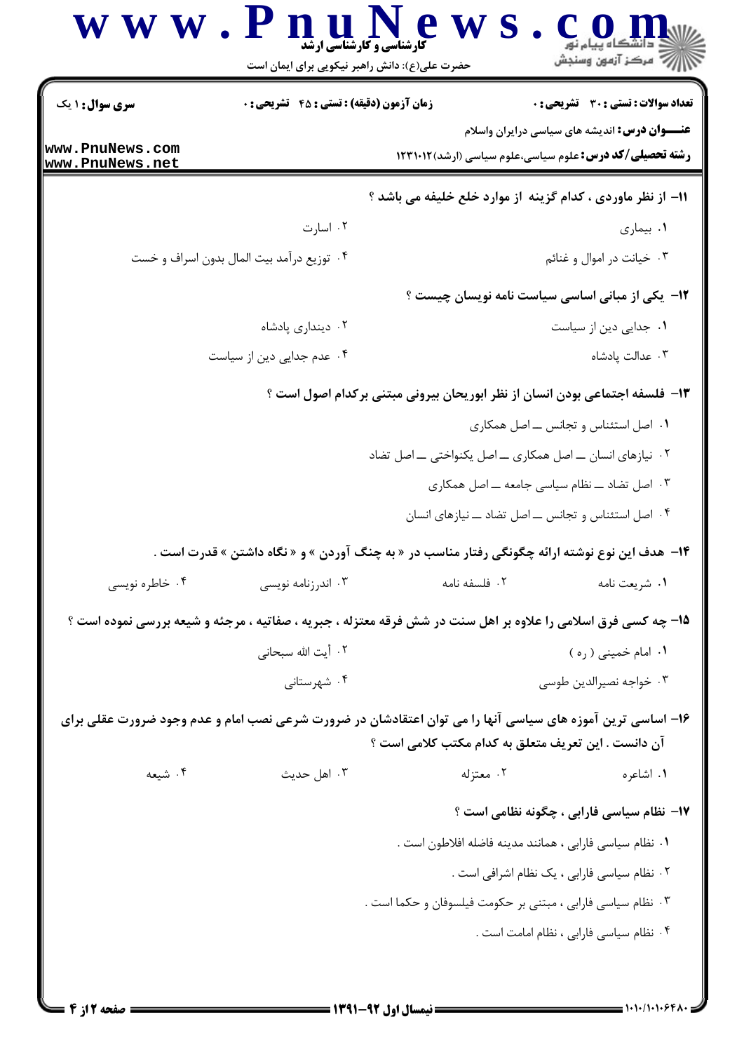**سری سوال:** ۱ یک | **زمان آزمون (دقیقه) : تستی : ۴۵ تشریحی : ۰** | **تعداد سوالات : تستی : ۳۰ تشریحی : ۰**

**عنـــوان درس:** اندیشه های سیاسی درایران واسلام

**رشته تحصیلی/کد درس:** علوم سیاسی،علوم سیاسی (ارشد)۱۲۳۱۰۱۲

**۱۱- از نظر ماوردی ، کدام گزینه از موارد خلع خلیفه می باشد ؟**

۱. بیماری
۲. اسارت
۳. خیانت در اموال و غنائم
۴. توزیع درآمد بیت المال بدون اسراف و خست

**۱۲- یکی از مبانی اساسی سیاست نامه نویسان چیست ؟**

۱. جدایی دین از سیاست
۲. دینداری پادشاه
۳. عدالت پادشاه
۴. عدم جدایی دین از سیاست

**۱۳- فلسفه اجتماعی بودن انسان از نظر ابوریحان بیرونی مبتنی برکدام اصول است ؟**

۱. اصل استئناس و تجانس ــ اصل همکاری
۲. نیازهای انسان ــ اصل همکاری ــ اصل یکنواختی ــ اصل تضاد
۳. اصل تضاد ــ نظام سیاسی جامعه ــ اصل همکاری
۴. اصل استئناس و تجانس ــ اصل تضاد ــ نیازهای انسان

**۱۴- هدف این نوع نوشته ارائه چگونگی رفتار مناسب در « به چنگ آوردن » و « نگاه داشتن » قدرت است .**

۱. شریعت نامه
۲. فلسفه نامه
۳. اندرزنامه نویسی
۴. خاطره نویسی

**۱۵- چه کسی فرق اسلامی را علاوه بر اهل سنت در شش فرقه معتزله ، جبریه ، صفاتیه ، مرجئه و شیعه بررسی نموده است ؟**

۱. امام خمینی ( ره )
۲. آیت الله سبحانی
۳. خواجه نصیرالدین طوسی
۴. شهرستانی

**۱۶- اساسی ترین آموزه های سیاسی آنها را می توان اعتقادشان در ضرورت شرعی نصب امام و عدم وجود ضرورت عقلی برای آن دانست . این تعریف متعلق به کدام مکتب کلامی است ؟**

۱. اشاعره
۲. معتزله
۳. اهل حدیث
۴. شیعه

**۱۷- نظام سیاسی فارابی ، چگونه نظامی است ؟**

۱. نظام سیاسی فارابی ، همانند مدینه فاضله افلاطون است .
۲. نظام سیاسی فارابی ، یک نظام اشرافی است .
۳. نظام سیاسی فارابی ، مبتنی بر حکومت فیلسوفان و حکما است .
۴. نظام سیاسی فارابی ، نظام امامت است .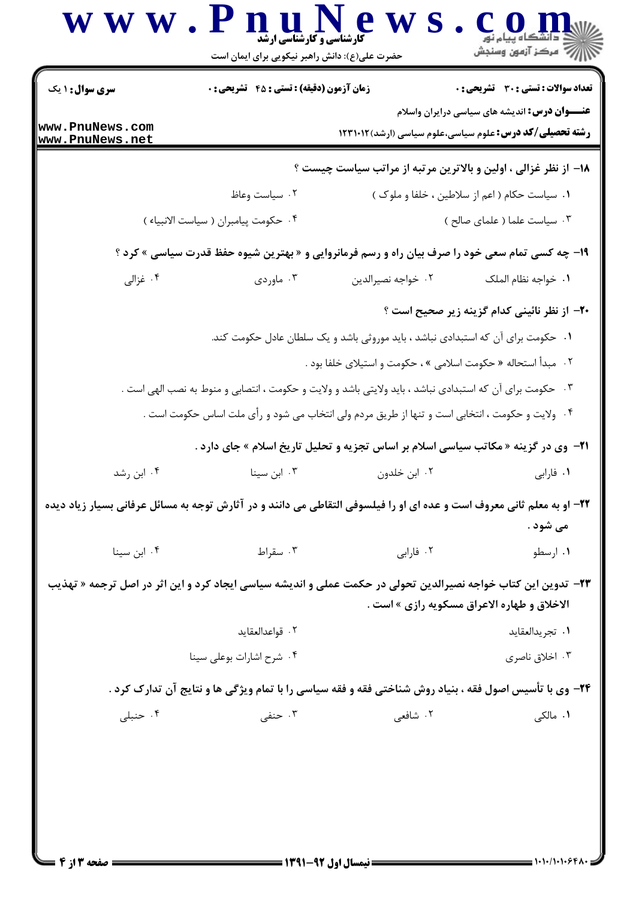**سری سوال:** ۱ یک | **زمان آزمون (دقیقه) : تستی :** ۴۵ **تشریحی :** ۰ | **تعداد سوالات : تستی :** ۳۰ **تشریحی :** ۰

**عنـــوان درس:** اندیشه های سیاسی درایران واسلام

**رشته تحصیلی/کد درس:** علوم سیاسی،علوم سیاسی (ارشد)۱۲۳۱۰۱۲

**۱۸- از نظر غزالی ، اولین و بالاترین مرتبه از مراتب سیاست چیست ؟**

۱. سیاست حکام ( اعم از سلاطین ، خلفا و ملوک )
۲. سیاست وعاظ
۳. سیاست علما ( علمای صالح )
۴. حکومت پیامبران ( سیاسة الانبیاء )

**۱۹- چه کسی تمام سعی خود را صرف بیان راه و رسم فرمانروایی و « بهترین شیوه حفظ قدرت سیاسی » کرد ؟**

۱. خواجه نظام الملک
۲. خواجه نصیرالدین
۳. ماوردی
۴. غزالی

**۲۰- از نظر نائینی کدام گزینه زیر صحیح است ؟**

۱. حکومت برای آن که استبدادی نباشد ، باید موروثی باشد و یک سلطان عادل حکومت کند.
۲. مبدأ استحاله « حکومت اسلامی » ، حکومت و استیلای خلفا بود .
۳. حکومت برای آن که استبدادی نباشد ، باید ولایتی باشد و ولایت و حکومت ، انتصابی و منوط به نصب الهی است .
۴. ولایت و حکومت ، انتخابی است و تنها از طریق مردم ولی انتخاب می شود و رأی ملت اساس حکومت است .

**۲۱- وی در گزینه « مکاتب سیاسی اسلام بر اساس تجزیه و تحلیل تاریخ اسلام » جای دارد .**

۱. فارابی
۲. ابن خلدون
۳. ابن سینا
۴. ابن رشد

**۲۲- او به معلم ثانی معروف است و عده ای او را فیلسوفی التقاطی می دانند و در آثارش توجه به مسائل عرفانی بسیار زیاد دیده می شود .**

۱. ارسطو
۲. فارابی
۳. سقراط
۴. ابن سینا

**۲۳- تدوین این کتاب خواجه نصیرالدین تحولی در حکمت عملی و اندیشه سیاسی ایجاد کرد و این اثر در اصل ترجمه « تهذیب الاخلاق و طهاره الاعراق مسکویه رازی » است .**

۱. تجریدالعقاید
۲. قواعدالعقاید
۳. اخلاق ناصری
۴. شرح اشارات بوعلی سینا

**۲۴- وی با تأسیس اصول فقه ، بنیاد روش شناختی فقه و فقه سیاسی را با تمام ویژگی ها و نتایج آن تدارک کرد .**

۱. مالکی
۲. شافعی
۳. حنفی
۴. حنبلی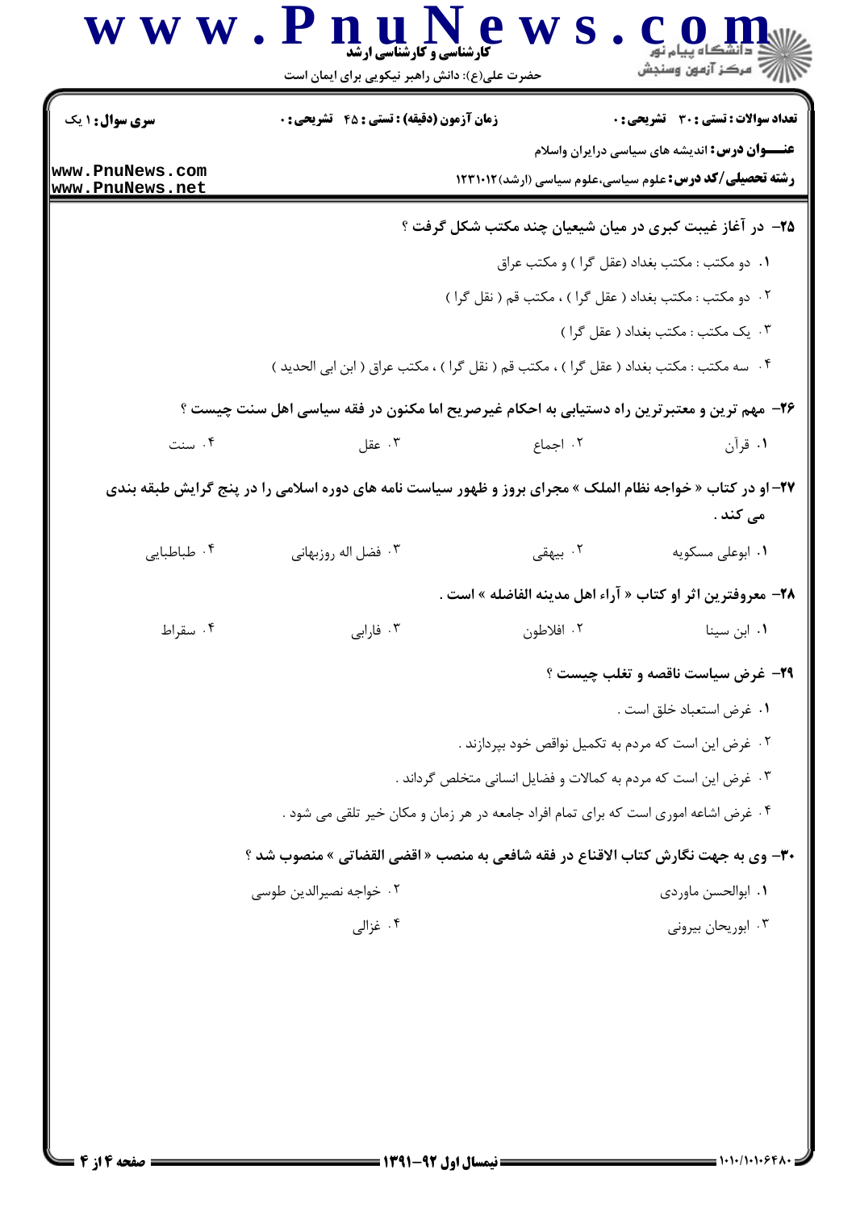۲۵- در آغاز غیبت کبری در میان شیعیان چند مکتب شکل گرفت ؟

۱. دو مکتب : مکتب بغداد (عقل گرا ) و مکتب عراق

۲. دو مکتب : مکتب بغداد ( عقل گرا ) ، مکتب قم ( نقل گرا )

۳. یک مکتب : مکتب بغداد ( عقل گرا )

۴. سه مکتب : مکتب بغداد ( عقل گرا ) ، مکتب قم ( نقل گرا ) ، مکتب عراق ( ابن ابی الحدید )

۲۶- مهم ترین و معتبرترین راه دستیابی به احکام غیرصریح اما مکنون در فقه سیاسی اهل سنت چیست ؟

۱. قرآن
۲. اجماع
۳. عقل
۴. سنت

۲۷- او در کتاب « خواجه نظام الملک » مجرای بروز و ظهور سیاست نامه های دوره اسلامی را در پنج گرایش طبقه بندی می کند .

۱. ابوعلی مسکویه
۲. بیهقی
۳. فضل اله روزبهانی
۴. طباطبایی

۲۸- معروفترین اثر او کتاب « آراء اهل مدینه الفاضله » است .

۱. ابن سینا
۲. افلاطون
۳. فارابی
۴. سقراط

۲۹- غرض سیاست ناقصه و تغلب چیست ؟

۱. غرض استعباد خلق است .

۲. غرض این است که مردم به تکمیل نواقص خود بپردازند .

۳. غرض این است که مردم به کمالات و فضایل انسانی متخلص گرداند .

۴. غرض اشاعه اموری است که برای تمام افراد جامعه در هر زمان و مکان خیر تلقی می شود .

۳۰- وی به جهت نگارش کتاب الاقناع در فقه شافعی به منصب « اقضی القضاتی » منصوب شد ؟

۱. ابوالحسن ماوردی
۲. خواجه نصیرالدین طوسی
۳. ابوریحان بیرونی
۴. غزالی